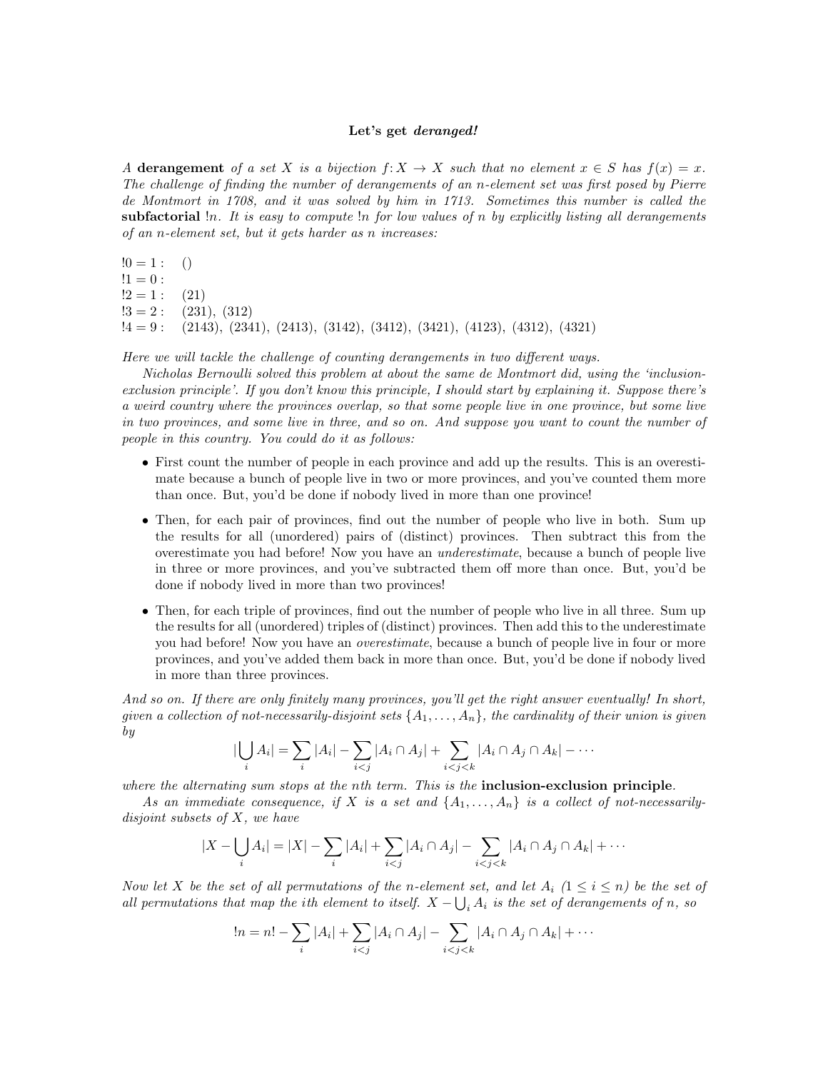# Let's get *deranged!*

*A* **derangement** *of a set $X$ is a bijection $f\colon X \to X$ such that no element $x \in S$ has $f(x) = x$. The challenge of finding the number of derangements of an $n$-element set was first posed by Pierre de Montmort in 1708, and it was solved by him in 1713. Sometimes this number is called the* **subfactorial** *$!n$. It is easy to compute $!n$ for low values of $n$ by explicitly listing all derangements of an $n$-element set, but it gets harder as $n$ increases:*

$!0 = 1$ : ()
$!1 = 0$ :
$!2 = 1$ : (21)
$!3 = 2$ : (231), (312)
$!4 = 9$ : (2143), (2341), (2413), (3142), (3412), (3421), (4123), (4312), (4321)

*Here we will tackle the challenge of counting derangements in two different ways.*

*Nicholas Bernoulli solved this problem at about the same de Montmort did, using the 'inclusion-exclusion principle'. If you don't know this principle, I should start by explaining it. Suppose there's a weird country where the provinces overlap, so that some people live in one province, but some live in two provinces, and some live in three, and so on. And suppose you want to count the number of people in this country. You could do it as follows:*

- First count the number of people in each province and add up the results. This is an overestimate because a bunch of people live in two or more provinces, and you've counted them more than once. But, you'd be done if nobody lived in more than one province!
- Then, for each pair of provinces, find out the number of people who live in both. Sum up the results for all (unordered) pairs of (distinct) provinces. Then subtract this from the overestimate you had before! Now you have an *underestimate*, because a bunch of people live in three or more provinces, and you've subtracted them off more than once. But, you'd be done if nobody lived in more than two provinces!
- Then, for each triple of provinces, find out the number of people who live in all three. Sum up the results for all (unordered) triples of (distinct) provinces. Then add this to the underestimate you had before! Now you have an *overestimate*, because a bunch of people live in four or more provinces, and you've added them back in more than once. But, you'd be done if nobody lived in more than three provinces.

*And so on. If there are only finitely many provinces, you'll get the right answer eventually! In short, given a collection of not-necessarily-disjoint sets $\{A_1, \ldots, A_n\}$, the cardinality of their union is given by*

$$|\bigcup_i A_i| = \sum_i |A_i| - \sum_{i<j} |A_i \cap A_j| + \sum_{i<j<k} |A_i \cap A_j \cap A_k| - \cdots$$

*where the alternating sum stops at the $n$th term. This is the* **inclusion-exclusion principle**.

*As an immediate consequence, if $X$ is a set and $\{A_1, \ldots, A_n\}$ is a collect of not-necessarily-disjoint subsets of $X$, we have*

$$|X - \bigcup_i A_i| = |X| - \sum_i |A_i| + \sum_{i<j} |A_i \cap A_j| - \sum_{i<j<k} |A_i \cap A_j \cap A_k| + \cdots$$

*Now let $X$ be the set of all permutations of the $n$-element set, and let $A_i$ $(1 \le i \le n)$ be the set of all permutations that map the $i$th element to itself. $X - \bigcup_i A_i$ is the set of derangements of $n$, so*

$$!n = n! - \sum_i |A_i| + \sum_{i<j} |A_i \cap A_j| - \sum_{i<j<k} |A_i \cap A_j \cap A_k| + \cdots$$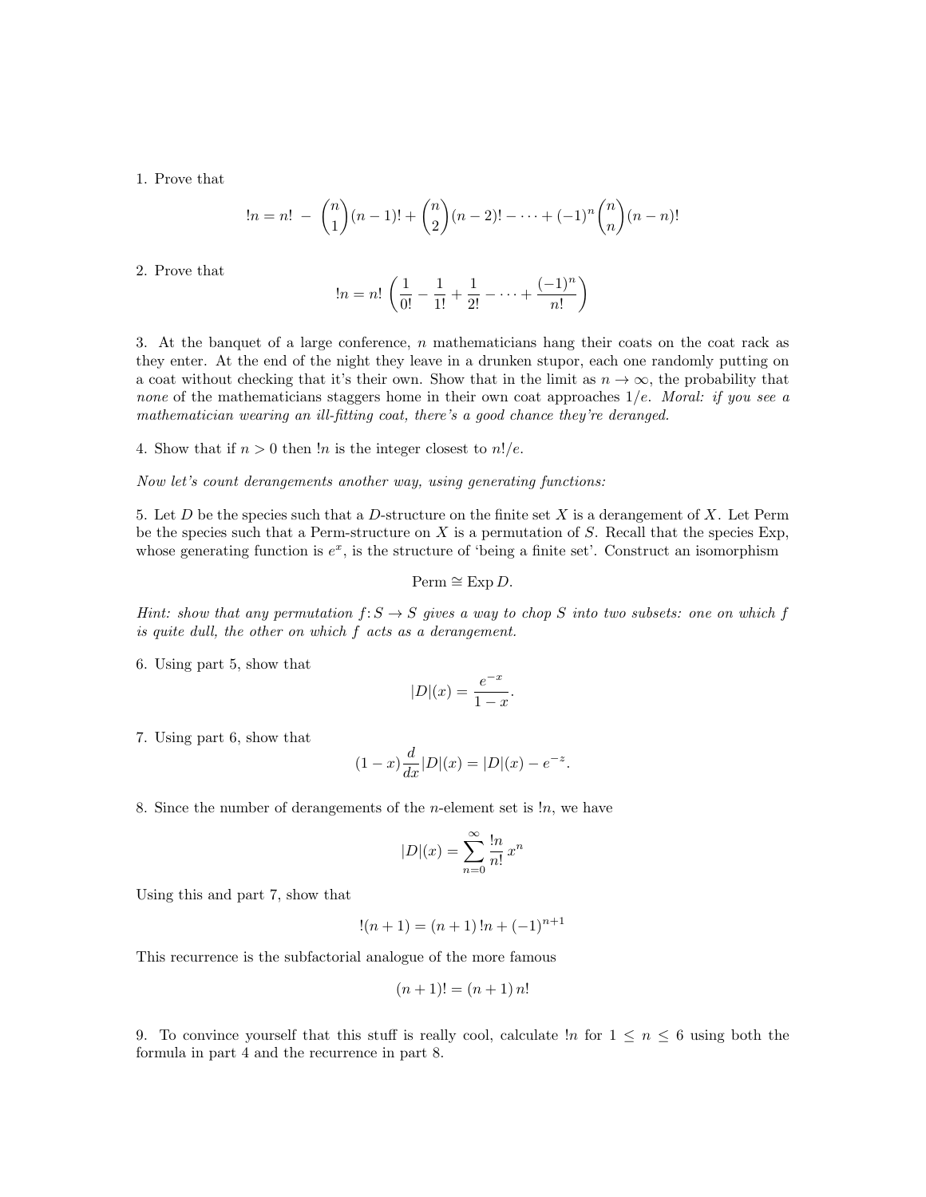1. Prove that

$$!n = n! \; - \; \binom{n}{1}(n-1)! + \binom{n}{2}(n-2)! - \cdots + (-1)^n \binom{n}{n}(n-n)!$$

2. Prove that

$$!n = n! \left( \frac{1}{0!} - \frac{1}{1!} + \frac{1}{2!} - \cdots + \frac{(-1)^n}{n!} \right)$$

3. At the banquet of a large conference, $n$ mathematicians hang their coats on the coat rack as they enter. At the end of the night they leave in a drunken stupor, each one randomly putting on a coat without checking that it's their own. Show that in the limit as $n \to \infty$, the probability that *none* of the mathematicians staggers home in their own coat approaches $1/e$. *Moral: if you see a mathematician wearing an ill-fitting coat, there's a good chance they're deranged.*

4. Show that if $n > 0$ then $!n$ is the integer closest to $n!/e$.

*Now let's count derangements another way, using generating functions:*

5. Let $D$ be the species such that a $D$-structure on the finite set $X$ is a derangement of $X$. Let Perm be the species such that a Perm-structure on $X$ is a permutation of $S$. Recall that the species Exp, whose generating function is $e^x$, is the structure of 'being a finite set'. Construct an isomorphism

$$\mathrm{Perm} \cong \mathrm{Exp}\, D.$$

*Hint: show that any permutation $f \colon S \to S$ gives a way to chop $S$ into two subsets: one on which $f$ is quite dull, the other on which $f$ acts as a derangement.*

6. Using part 5, show that

$$|D|(x) = \frac{e^{-x}}{1-x}.$$

7. Using part 6, show that

$$(1-x)\frac{d}{dx}|D|(x) = |D|(x) - e^{-z}.$$

8. Since the number of derangements of the $n$-element set is $!n$, we have

$$|D|(x) = \sum_{n=0}^{\infty} \frac{!n}{n!}\, x^n$$

Using this and part 7, show that

$$!(n+1) = (n+1)\, !n + (-1)^{n+1}$$

This recurrence is the subfactorial analogue of the more famous

$$(n+1)! = (n+1)\, n!$$

9. To convince yourself that this stuff is really cool, calculate $!n$ for $1 \le n \le 6$ using both the formula in part 4 and the recurrence in part 8.